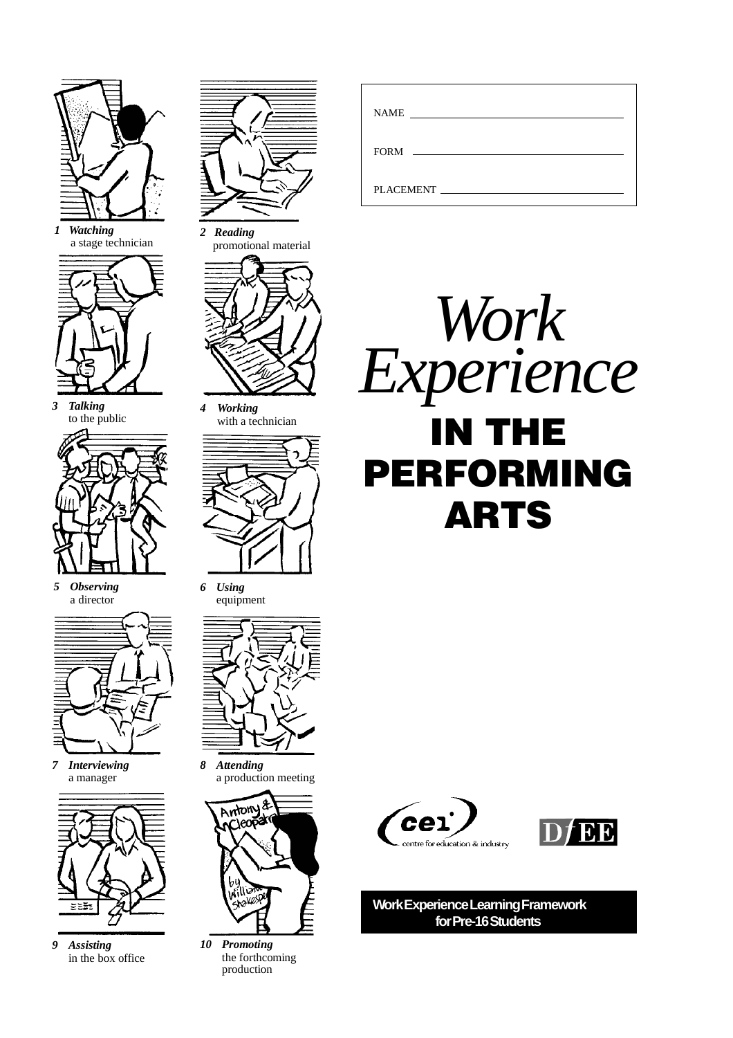# *Work Experience* IN THE PERFORMING ARTS

NAME ______________________

FORM ______________________

PLACEMENT ______________________

1 ***Watching*** a stage technician

2 ***Reading*** promotional material

3 ***Talking*** to the public

4 ***Working*** with a technician

5 ***Observing*** a director

6 ***Using*** equipment

7 ***Interviewing*** a manager

8 ***Attending*** a production meeting

9 ***Assisting*** in the box office

10 ***Promoting*** the forthcoming production

cei centre for education & industry

DfEE

**Work Experience Learning Framework for Pre-16 Students**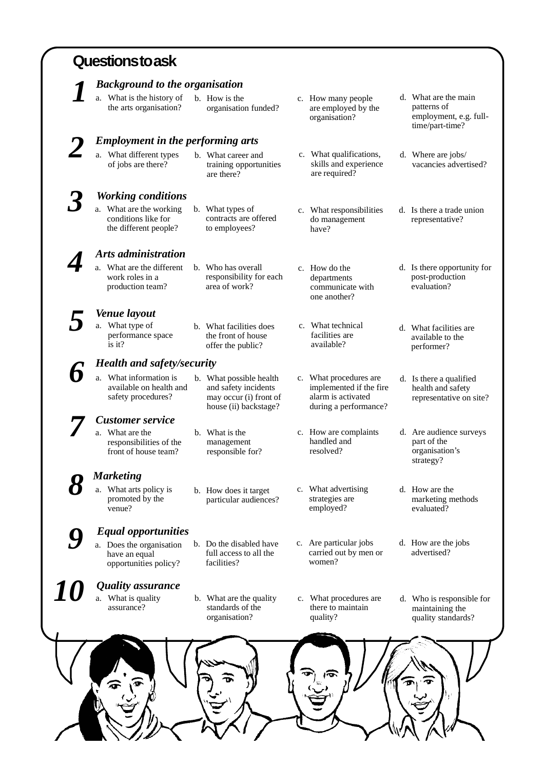# Questions to ask

## 1 *Background to the organisation*

a. What is the history of the arts organisation?

b. How is the organisation funded?

c. How many people are employed by the organisation?

d. What are the main patterns of employment, e.g. full-time/part-time?

## 2 *Employment in the performing arts*

a. What different types of jobs are there?

b. What career and training opportunities are there?

c. What qualifications, skills and experience are required?

d. Where are jobs/ vacancies advertised?

## 3 *Working conditions*

a. What are the working conditions like for the different people?

b. What types of contracts are offered to employees?

c. What responsibilities do management have?

d. Is there a trade union representative?

## 4 *Arts administration*

a. What are the different work roles in a production team?

b. Who has overall responsibility for each area of work?

c. How do the departments communicate with one another?

d. Is there opportunity for post-production evaluation?

## 5 *Venue layout*

a. What type of performance space is it?

b. What facilities does the front of house offer the public?

c. What technical facilities are available?

d. What facilities are available to the performer?

## 6 *Health and safety/security*

a. What information is available on health and safety procedures?

b. What possible health and safety incidents may occur (i) front of house (ii) backstage?

c. What procedures are implemented if the fire alarm is activated during a performance?

d. Is there a qualified health and safety representative on site?

## 7 *Customer service*

a. What are the responsibilities of the front of house team?

b. What is the management responsible for?

c. How are complaints handled and resolved?

d. Are audience surveys part of the organisation's strategy?

## 8 *Marketing*

a. What arts policy is promoted by the venue?

b. How does it target particular audiences?

c. What advertising strategies are employed?

d. How are the marketing methods evaluated?

## 9 *Equal opportunities*

a. Does the organisation have an equal opportunities policy?

b. Do the disabled have full access to all the facilities?

c. Are particular jobs carried out by men or women?

d. How are the jobs advertised?

## 10 *Quality assurance*

a. What is quality assurance?

b. What are the quality standards of the organisation?

c. What procedures are there to maintain quality?

d. Who is responsible for maintaining the quality standards?